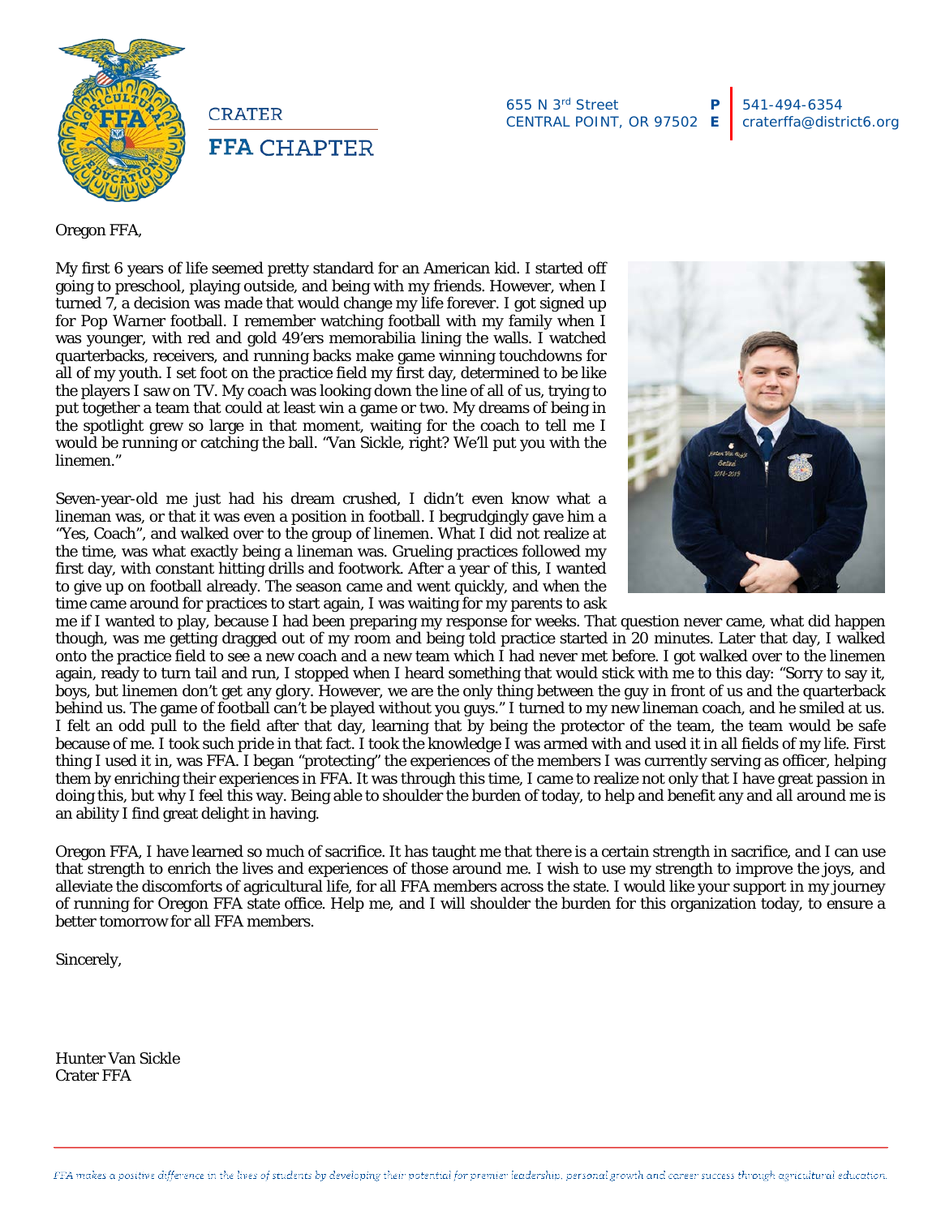CRATER

**FFA** CHAPTER

655 N 3rd Street
CENTRAL POINT, OR 97502

**P** 541-494-6354
**E** craterffa@district6.org

Oregon FFA,

My first 6 years of life seemed pretty standard for an American kid. I started off going to preschool, playing outside, and being with my friends. However, when I turned 7, a decision was made that would change my life forever. I got signed up for Pop Warner football. I remember watching football with my family when I was younger, with red and gold 49'ers memorabilia lining the walls. I watched quarterbacks, receivers, and running backs make game winning touchdowns for all of my youth. I set foot on the practice field my first day, determined to be like the players I saw on TV. My coach was looking down the line of all of us, trying to put together a team that could at least win a game or two. My dreams of being in the spotlight grew so large in that moment, waiting for the coach to tell me I would be running or catching the ball. "Van Sickle, right? We'll put you with the linemen."

Seven-year-old me just had his dream crushed, I didn't even know what a lineman was, or that it was even a position in football. I begrudgingly gave him a "Yes, Coach", and walked over to the group of linemen. What I did not realize at the time, was what exactly being a lineman was. Grueling practices followed my first day, with constant hitting drills and footwork. After a year of this, I wanted to give up on football already. The season came and went quickly, and when the time came around for practices to start again, I was waiting for my parents to ask me if I wanted to play, because I had been preparing my response for weeks. That question never came, what did happen though, was me getting dragged out of my room and being told practice started in 20 minutes. Later that day, I walked onto the practice field to see a new coach and a new team which I had never met before. I got walked over to the linemen again, ready to turn tail and run, I stopped when I heard something that would stick with me to this day: "Sorry to say it, boys, but linemen don't get any glory. However, we are the only thing between the guy in front of us and the quarterback behind us. The game of football can't be played without you guys." I turned to my new lineman coach, and he smiled at us. I felt an odd pull to the field after that day, learning that by being the protector of the team, the team would be safe because of me. I took such pride in that fact. I took the knowledge I was armed with and used it in all fields of my life. First thing I used it in, was FFA. I began "protecting" the experiences of the members I was currently serving as officer, helping them by enriching their experiences in FFA. It was through this time, I came to realize not only that I have great passion in doing this, but why I feel this way. Being able to shoulder the burden of today, to help and benefit any and all around me is an ability I find great delight in having.

Oregon FFA, I have learned so much of sacrifice. It has taught me that there is a certain strength in sacrifice, and I can use that strength to enrich the lives and experiences of those around me. I wish to use my strength to improve the joys, and alleviate the discomforts of agricultural life, for all FFA members across the state. I would like your support in my journey of running for Oregon FFA state office. Help me, and I will shoulder the burden for this organization today, to ensure a better tomorrow for all FFA members.

Sincerely,

Hunter Van Sickle
Crater FFA

*FFA makes a positive difference in the lives of students by developing their potential for premier leadership, personal growth and career success through agricultural education.*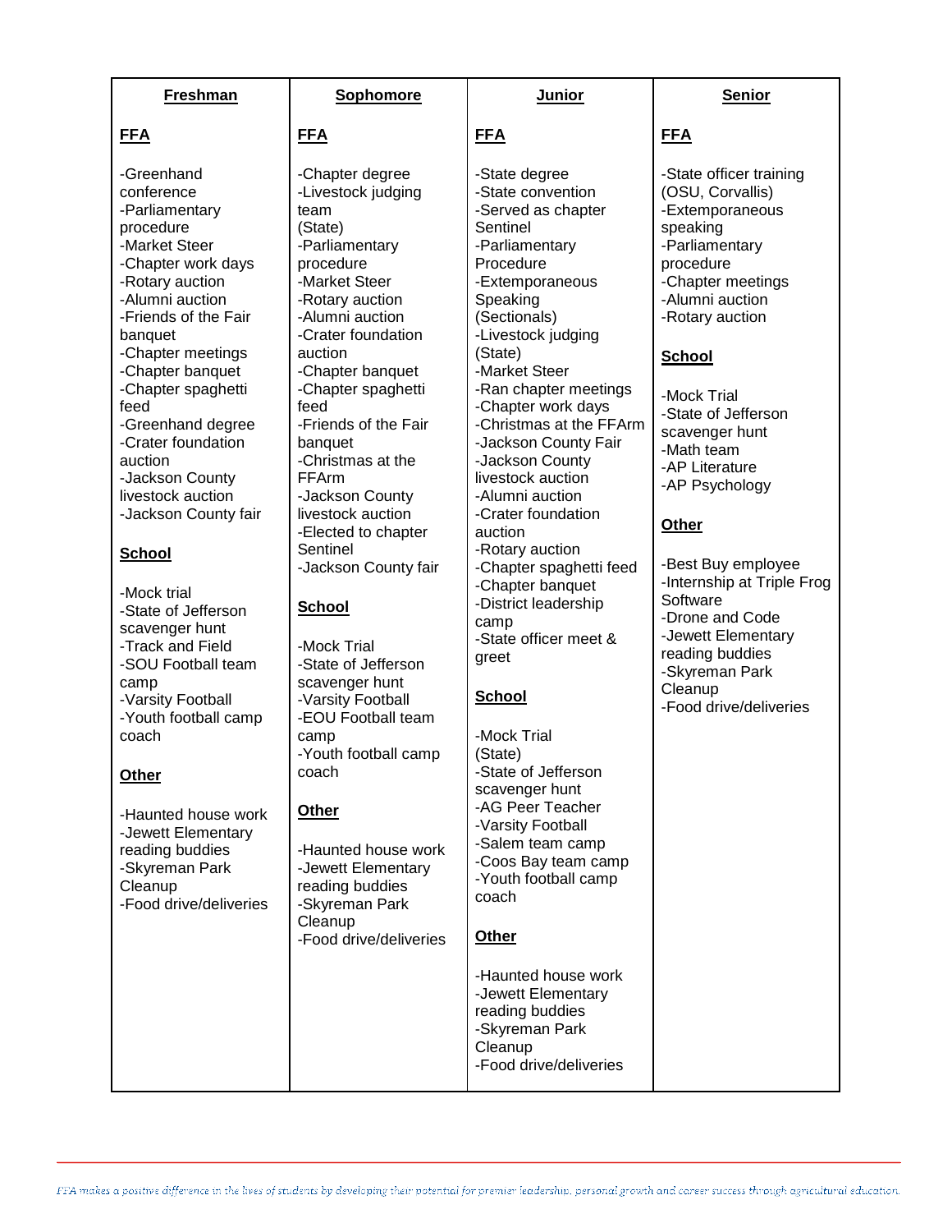| Freshman | Sophomore | Junior | Senior |
|---|---|---|---|
| **FFA**<br><br>-Greenhand conference<br>-Parliamentary procedure<br>-Market Steer<br>-Chapter work days<br>-Rotary auction<br>-Alumni auction<br>-Friends of the Fair banquet<br>-Chapter meetings<br>-Chapter banquet<br>-Chapter spaghetti feed<br>-Greenhand degree<br>-Crater foundation auction<br>-Jackson County livestock auction<br>-Jackson County fair<br><br>**School**<br><br>-Mock trial<br>-State of Jefferson scavenger hunt<br>-Track and Field<br>-SOU Football team camp<br>-Varsity Football<br>-Youth football camp coach<br><br>**Other**<br><br>-Haunted house work<br>-Jewett Elementary reading buddies<br>-Skyreman Park Cleanup<br>-Food drive/deliveries | **FFA**<br><br>-Chapter degree<br>-Livestock judging team (State)<br>-Parliamentary procedure<br>-Market Steer<br>-Rotary auction<br>-Alumni auction<br>-Crater foundation auction<br>-Chapter banquet<br>-Chapter spaghetti feed<br>-Friends of the Fair banquet<br>-Christmas at the FFArm<br>-Jackson County livestock auction<br>-Elected to chapter Sentinel<br>-Jackson County fair<br><br>**School**<br><br>-Mock Trial<br>-State of Jefferson scavenger hunt<br>-Varsity Football<br>-EOU Football team camp<br>-Youth football camp coach<br><br>**Other**<br><br>-Haunted house work<br>-Jewett Elementary reading buddies<br>-Skyreman Park Cleanup<br>-Food drive/deliveries | **FFA**<br><br>-State degree<br>-State convention<br>-Served as chapter Sentinel<br>-Parliamentary Procedure<br>-Extemporaneous Speaking (Sectionals)<br>-Livestock judging (State)<br>-Market Steer<br>-Ran chapter meetings<br>-Chapter work days<br>-Christmas at the FFArm<br>-Jackson County Fair<br>-Jackson County livestock auction<br>-Alumni auction<br>-Crater foundation auction<br>-Rotary auction<br>-Chapter spaghetti feed<br>-Chapter banquet<br>-District leadership camp<br>-State officer meet & greet<br><br>**School**<br><br>-Mock Trial (State)<br>-State of Jefferson scavenger hunt<br>-AG Peer Teacher<br>-Varsity Football<br>-Salem team camp<br>-Coos Bay team camp<br>-Youth football camp coach<br><br>**Other**<br><br>-Haunted house work<br>-Jewett Elementary reading buddies<br>-Skyreman Park Cleanup<br>-Food drive/deliveries | **FFA**<br><br>-State officer training (OSU, Corvallis)<br>-Extemporaneous speaking<br>-Parliamentary procedure<br>-Chapter meetings<br>-Alumni auction<br>-Rotary auction<br><br>**School**<br><br>-Mock Trial<br>-State of Jefferson scavenger hunt<br>-Math team<br>-AP Literature<br>-AP Psychology<br><br>**Other**<br><br>-Best Buy employee<br>-Internship at Triple Frog Software<br>-Drone and Code<br>-Jewett Elementary reading buddies<br>-Skyreman Park Cleanup<br>-Food drive/deliveries |